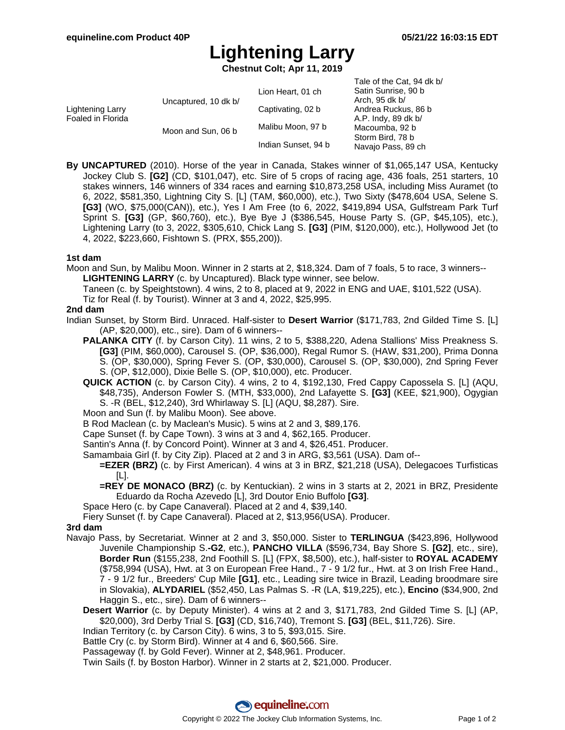# Lightening Larry

**Chestnut Colt; Apr 11, 2019**

| | | | |
|---|---|---|---|
| Lightening Larry Foaled in Florida | Uncaptured, 10 dk b/ | Lion Heart, 01 ch | Tale of the Cat, 94 dk b/ |
| | | | Satin Sunrise, 90 b |
| | | Captivating, 02 b | Arch, 95 dk b/ |
| | | | Andrea Ruckus, 86 b |
| | Moon and Sun, 06 b | Malibu Moon, 97 b | A.P. Indy, 89 dk b/ |
| | | | Macoumba, 92 b |
| | | Indian Sunset, 94 b | Storm Bird, 78 b |
| | | | Navajo Pass, 89 ch |

**By UNCAPTURED** (2010). Horse of the year in Canada, Stakes winner of $1,065,147 USA, Kentucky Jockey Club S. **[G2]** (CD, $101,047), etc. Sire of 5 crops of racing age, 436 foals, 251 starters, 10 stakes winners, 146 winners of 334 races and earning $10,873,258 USA, including Miss Auramet (to 6, 2022, $581,350, Lightning City S. [L] (TAM, $60,000), etc.), Two Sixty ($478,604 USA, Selene S. **[G3]** (WO, $75,000(CAN)), etc.), Yes I Am Free (to 6, 2022, $419,894 USA, Gulfstream Park Turf Sprint S. **[G3]** (GP, $60,760), etc.), Bye Bye J ($386,545, House Party S. (GP, $45,105), etc.), Lightening Larry (to 3, 2022, $305,610, Chick Lang S. **[G3]** (PIM, $120,000), etc.), Hollywood Jet (to 4, 2022, $223,660, Fishtown S. (PRX, $55,200)).

### 1st dam

Moon and Sun, by Malibu Moon. Winner in 2 starts at 2, $18,324. Dam of 7 foals, 5 to race, 3 winners--

- **LIGHTENING LARRY** (c. by Uncaptured). Black type winner, see below.
- Taneen (c. by Speightstown). 4 wins, 2 to 8, placed at 9, 2022 in ENG and UAE, $101,522 (USA).
- Tiz for Real (f. by Tourist). Winner at 3 and 4, 2022, $25,995.

### 2nd dam

Indian Sunset, by Storm Bird. Unraced. Half-sister to **Desert Warrior** ($171,783, 2nd Gilded Time S. [L] (AP, $20,000), etc., sire). Dam of 6 winners--

- **PALANKA CITY** (f. by Carson City). 11 wins, 2 to 5, $388,220, Adena Stallions' Miss Preakness S. **[G3]** (PIM, $60,000), Carousel S. (OP, $36,000), Regal Rumor S. (HAW, $31,200), Prima Donna S. (OP, $30,000), Spring Fever S. (OP, $30,000), Carousel S. (OP, $30,000), 2nd Spring Fever S. (OP, $12,000), Dixie Belle S. (OP, $10,000), etc. Producer.
- **QUICK ACTION** (c. by Carson City). 4 wins, 2 to 4, $192,130, Fred Cappy Capossela S. [L] (AQU, $48,735), Anderson Fowler S. (MTH, $33,000), 2nd Lafayette S. **[G3]** (KEE, $21,900), Ogygian S. -R (BEL, $12,240), 3rd Whirlaway S. [L] (AQU, $8,287). Sire.
- Moon and Sun (f. by Malibu Moon). See above.
- B Rod Maclean (c. by Maclean's Music). 5 wins at 2 and 3, $89,176.
- Cape Sunset (f. by Cape Town). 3 wins at 3 and 4, $62,165. Producer.
- Santin's Anna (f. by Concord Point). Winner at 3 and 4, $26,451. Producer.
- Samambaia Girl (f. by City Zip). Placed at 2 and 3 in ARG, $3,561 (USA). Dam of--
  - **=EZER (BRZ)** (c. by First American). 4 wins at 3 in BRZ, $21,218 (USA), Delegacoes Turfisticas [L].
  - **=REY DE MONACO (BRZ)** (c. by Kentuckian). 2 wins in 3 starts at 2, 2021 in BRZ, Presidente Eduardo da Rocha Azevedo [L], 3rd Doutor Enio Buffolo **[G3]**.
- Space Hero (c. by Cape Canaveral). Placed at 2 and 4, $39,140.
- Fiery Sunset (f. by Cape Canaveral). Placed at 2, $13,956(USA). Producer.

### 3rd dam

Navajo Pass, by Secretariat. Winner at 2 and 3, $50,000. Sister to **TERLINGUA** ($423,896, Hollywood Juvenile Championship S.**-G2**, etc.), **PANCHO VILLA** ($596,734, Bay Shore S. **[G2]**, etc., sire), **Border Run** ($155,238, 2nd Foothill S. [L] (FPX, $8,500), etc.), half-sister to **ROYAL ACADEMY** ($758,994 (USA), Hwt. at 3 on European Free Hand., 7 - 9 1/2 fur., Hwt. at 3 on Irish Free Hand., 7 - 9 1/2 fur., Breeders' Cup Mile **[G1]**, etc., Leading sire twice in Brazil, Leading broodmare sire in Slovakia), **ALYDARIEL** ($52,450, Las Palmas S. -R (LA, $19,225), etc.), **Encino** ($34,900, 2nd Haggin S., etc., sire). Dam of 6 winners--

- **Desert Warrior** (c. by Deputy Minister). 4 wins at 2 and 3, $171,783, 2nd Gilded Time S. [L] (AP, $20,000), 3rd Derby Trial S. **[G3]** (CD, $16,740), Tremont S. **[G3]** (BEL, $11,726). Sire.
- Indian Territory (c. by Carson City). 6 wins, 3 to 5, $93,015. Sire.
- Battle Cry (c. by Storm Bird). Winner at 4 and 6, $60,566. Sire.
- Passageway (f. by Gold Fever). Winner at 2, $48,961. Producer.
- Twin Sails (f. by Boston Harbor). Winner in 2 starts at 2, $21,000. Producer.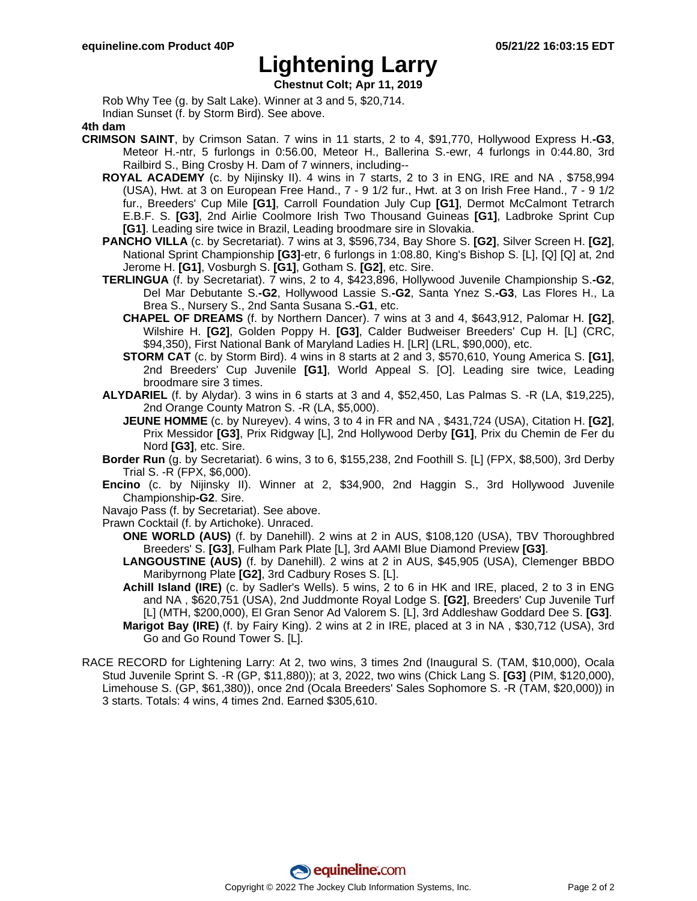# Lightening Larry

**Chestnut Colt; Apr 11, 2019**

Rob Why Tee (g. by Salt Lake). Winner at 3 and 5, $20,714.

Indian Sunset (f. by Storm Bird). See above.

**4th dam**

**CRIMSON SAINT**, by Crimson Satan. 7 wins in 11 starts, 2 to 4, $91,770, Hollywood Express H.**-G3**, Meteor H.-ntr, 5 furlongs in 0:56.00, Meteor H., Ballerina S.-ewr, 4 furlongs in 0:44.80, 3rd Railbird S., Bing Crosby H. Dam of 7 winners, including--

**ROYAL ACADEMY** (c. by Nijinsky II). 4 wins in 7 starts, 2 to 3 in ENG, IRE and NA , $758,994 (USA), Hwt. at 3 on European Free Hand., 7 - 9 1/2 fur., Hwt. at 3 on Irish Free Hand., 7 - 9 1/2 fur., Breeders' Cup Mile **[G1]**, Carroll Foundation July Cup **[G1]**, Dermot McCalmont Tetrarch E.B.F. S. **[G3]**, 2nd Airlie Coolmore Irish Two Thousand Guineas **[G1]**, Ladbroke Sprint Cup **[G1]**. Leading sire twice in Brazil, Leading broodmare sire in Slovakia.

**PANCHO VILLA** (c. by Secretariat). 7 wins at 3, $596,734, Bay Shore S. **[G2]**, Silver Screen H. **[G2]**, National Sprint Championship **[G3]**-etr, 6 furlongs in 1:08.80, King's Bishop S. [L], [Q] [Q] at, 2nd Jerome H. **[G1]**, Vosburgh S. **[G1]**, Gotham S. **[G2]**, etc. Sire.

**TERLINGUA** (f. by Secretariat). 7 wins, 2 to 4, $423,896, Hollywood Juvenile Championship S.**-G2**, Del Mar Debutante S.**-G2**, Hollywood Lassie S.**-G2**, Santa Ynez S.**-G3**, Las Flores H., La Brea S., Nursery S., 2nd Santa Susana S.**-G1**, etc.

**CHAPEL OF DREAMS** (f. by Northern Dancer). 7 wins at 3 and 4, $643,912, Palomar H. **[G2]**, Wilshire H. **[G2]**, Golden Poppy H. **[G3]**, Calder Budweiser Breeders' Cup H. [L] (CRC, $94,350), First National Bank of Maryland Ladies H. [LR] (LRL, $90,000), etc.

**STORM CAT** (c. by Storm Bird). 4 wins in 8 starts at 2 and 3, $570,610, Young America S. **[G1]**, 2nd Breeders' Cup Juvenile **[G1]**, World Appeal S. [O]. Leading sire twice, Leading broodmare sire 3 times.

**ALYDARIEL** (f. by Alydar). 3 wins in 6 starts at 3 and 4, $52,450, Las Palmas S. -R (LA, $19,225), 2nd Orange County Matron S. -R (LA, $5,000).

**JEUNE HOMME** (c. by Nureyev). 4 wins, 3 to 4 in FR and NA , $431,724 (USA), Citation H. **[G2]**, Prix Messidor **[G3]**, Prix Ridgway [L], 2nd Hollywood Derby **[G1]**, Prix du Chemin de Fer du Nord **[G3]**, etc. Sire.

**Border Run** (g. by Secretariat). 6 wins, 3 to 6, $155,238, 2nd Foothill S. [L] (FPX, $8,500), 3rd Derby Trial S. -R (FPX, $6,000).

**Encino** (c. by Nijinsky II). Winner at 2, $34,900, 2nd Haggin S., 3rd Hollywood Juvenile Championship**-G2**. Sire.

Navajo Pass (f. by Secretariat). See above.

Prawn Cocktail (f. by Artichoke). Unraced.

**ONE WORLD (AUS)** (f. by Danehill). 2 wins at 2 in AUS, $108,120 (USA), TBV Thoroughbred Breeders' S. **[G3]**, Fulham Park Plate [L], 3rd AAMI Blue Diamond Preview **[G3]**.

**LANGOUSTINE (AUS)** (f. by Danehill). 2 wins at 2 in AUS, $45,905 (USA), Clemenger BBDO Maribyrnong Plate **[G2]**, 3rd Cadbury Roses S. [L].

**Achill Island (IRE)** (c. by Sadler's Wells). 5 wins, 2 to 6 in HK and IRE, placed, 2 to 3 in ENG and NA , $620,751 (USA), 2nd Juddmonte Royal Lodge S. **[G2]**, Breeders' Cup Juvenile Turf [L] (MTH, $200,000), El Gran Senor Ad Valorem S. [L], 3rd Addleshaw Goddard Dee S. **[G3]**.

**Marigot Bay (IRE)** (f. by Fairy King). 2 wins at 2 in IRE, placed at 3 in NA , $30,712 (USA), 3rd Go and Go Round Tower S. [L].

RACE RECORD for Lightening Larry: At 2, two wins, 3 times 2nd (Inaugural S. (TAM, $10,000), Ocala Stud Juvenile Sprint S. -R (GP, $11,880)); at 3, 2022, two wins (Chick Lang S. **[G3]** (PIM, $120,000), Limehouse S. (GP, $61,380)), once 2nd (Ocala Breeders' Sales Sophomore S. -R (TAM, $20,000)) in 3 starts. Totals: 4 wins, 4 times 2nd. Earned $305,610.